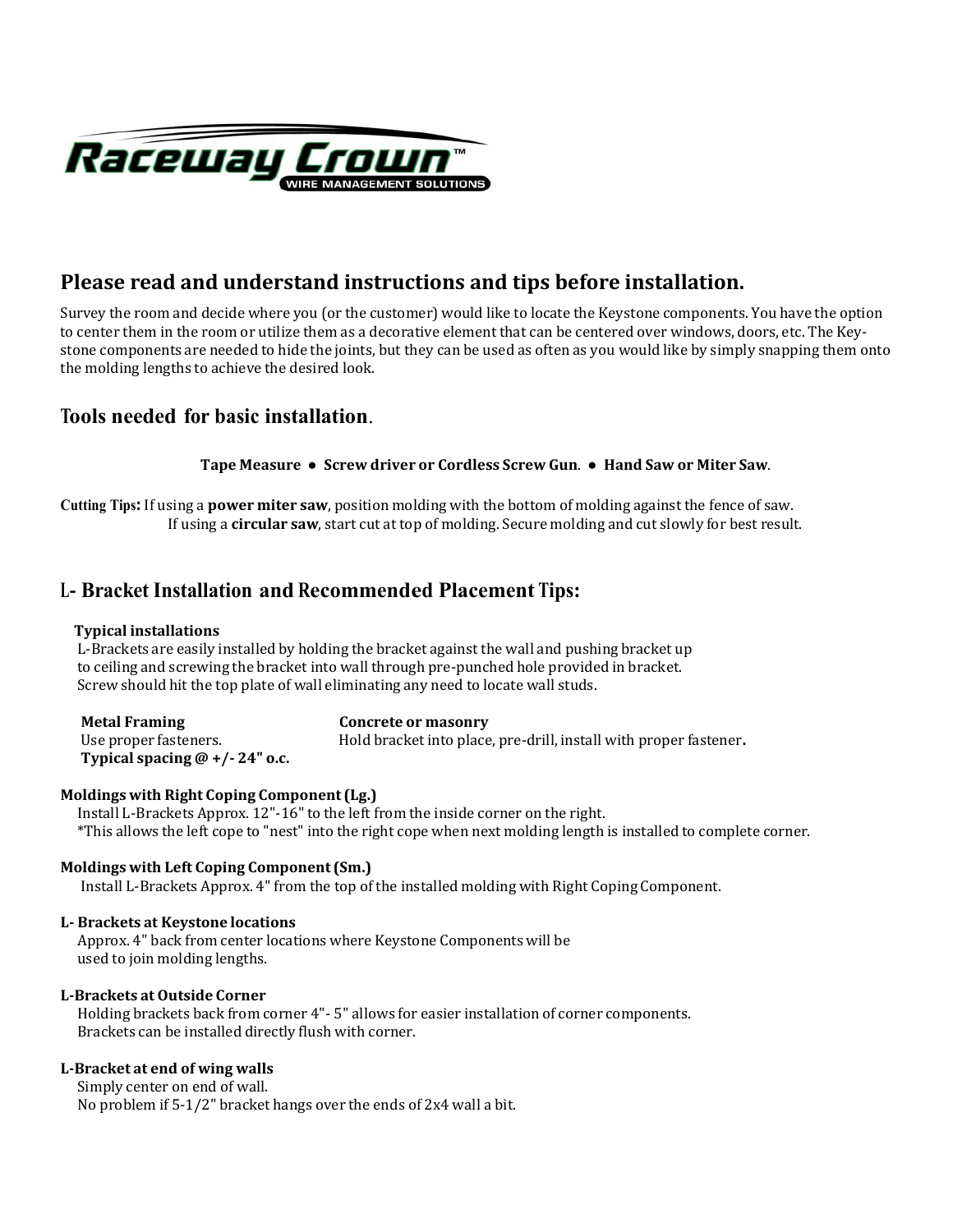**Raceway Crown™**
WIRE MANAGEMENT SOLUTIONS

## Please read and understand instructions and tips before installation.

Survey the room and decide where you (or the customer) would like to locate the Keystone components. You have the option to center them in the room or utilize them as a decorative element that can be centered over windows, doors, etc. The Keystone components are needed to hide the joints, but they can be used as often as you would like by simply snapping them onto the molding lengths to achieve the desired look.

## Tools needed for basic installation.

**Tape Measure ● Screw driver or Cordless Screw Gun. ● Hand Saw or Miter Saw.**

**Cutting Tips:** If using a **power miter saw**, position molding with the bottom of molding against the fence of saw.
If using a **circular saw**, start cut at top of molding. Secure molding and cut slowly for best result.

## L- Bracket Installation and Recommended Placement Tips:

**Typical installations**
L-Brackets are easily installed by holding the bracket against the wall and pushing bracket up to ceiling and screwing the bracket into wall through pre-punched hole provided in bracket. Screw should hit the top plate of wall eliminating any need to locate wall studs.

**Metal Framing**
Use proper fasteners.
**Typical spacing @ +/- 24" o.c.**

**Concrete or masonry**
Hold bracket into place, pre-drill, install with proper fastener.

**Moldings with Right Coping Component (Lg.)**
Install L-Brackets Approx. 12"-16" to the left from the inside corner on the right.
*This allows the left cope to "nest" into the right cope when next molding length is installed to complete corner.

**Moldings with Left Coping Component (Sm.)**
Install L-Brackets Approx. 4" from the top of the installed molding with Right Coping Component.

**L- Brackets at Keystone locations**
Approx. 4" back from center locations where Keystone Components will be used to join molding lengths.

**L-Brackets at Outside Corner**
Holding brackets back from corner 4"- 5" allows for easier installation of corner components.
Brackets can be installed directly flush with corner.

**L-Bracket at end of wing walls**
Simply center on end of wall.
No problem if 5-1/2" bracket hangs over the ends of 2x4 wall a bit.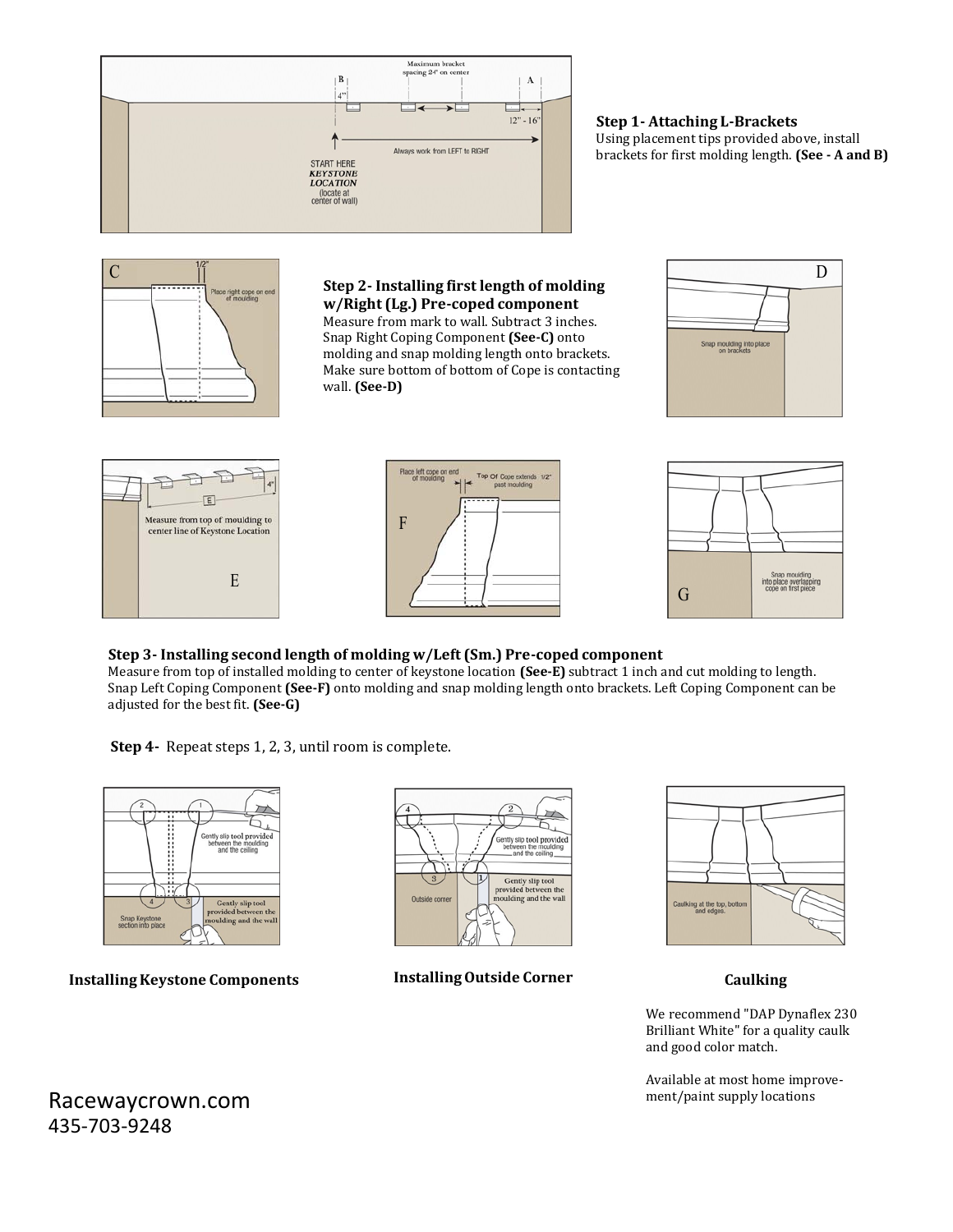Maximum bracket spacing 24" on center

B

A

4"

12" - 16"

START HERE
*KEYSTONE LOCATION*
(locate at center of wall)

Always work from LEFT to RIGHT

**Step 1- Attaching L-Brackets**
Using placement tips provided above, install brackets for first molding length. **(See - A and B)**

C

1/2"

Place right cope on end of moulding

**Step 2- Installing first length of molding w/Right (Lg.) Pre-coped component**
Measure from mark to wall. Subtract 3 inches. Snap Right Coping Component **(See-C)** onto molding and snap molding length onto brackets. Make sure bottom of bottom of Cope is contacting wall. **(See-D)**

D

Snap moulding into place on brackets

4"

E

Measure from top of moulding to center line of Keystone Location

E

F

Place left cope on end of moulding

Top Of Cope extends 1/2" past moulding

G

Snap moulding into place overlapping cope on first piece

**Step 3- Installing second length of molding w/Left (Sm.) Pre-coped component**
Measure from top of installed molding to center of keystone location **(See-E)** subtract 1 inch and cut molding to length. Snap Left Coping Component **(See-F)** onto molding and snap molding length onto brackets. Left Coping Component can be adjusted for the best fit. **(See-G)**

**Step 4-** Repeat steps 1, 2, 3, until room is complete.

Gently slip tool provided between the moulding and the ceiling

Snap Keystone section into place

Gently slip tool provided between the moulding and the wall

**Installing Keystone Components**

Gently slip tool provided between the moulding and the ceiling

Outside corner

Gently slip tool provided between the moulding and the wall

**Installing Outside Corner**

Caulking at the top, bottom and edges.

**Caulking**

We recommend "DAP Dynaflex 230 Brilliant White" for a quality caulk and good color match.

Available at most home improvement/paint supply locations

Racewaycrown.com
435-703-9248